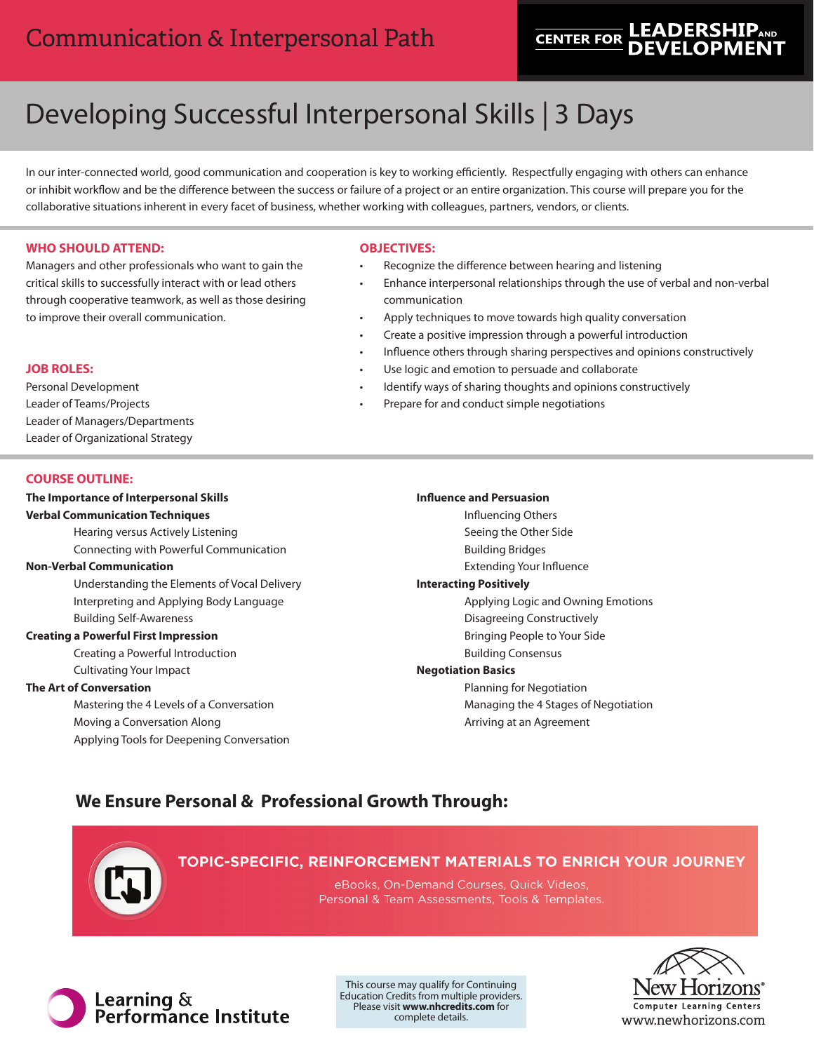Communication & Interpersonal Path

CENTER FOR LEADERSHIP AND DEVELOPMENT

# Developing Successful Interpersonal Skills | 3 Days

In our inter-connected world, good communication and cooperation is key to working efficiently. Respectfully engaging with others can enhance or inhibit workflow and be the difference between the success or failure of a project or an entire organization. This course will prepare you for the collaborative situations inherent in every facet of business, whether working with colleagues, partners, vendors, or clients.

## WHO SHOULD ATTEND:

Managers and other professionals who want to gain the critical skills to successfully interact with or lead others through cooperative teamwork, as well as those desiring to improve their overall communication.

## JOB ROLES:

Personal Development
Leader of Teams/Projects
Leader of Managers/Departments
Leader of Organizational Strategy

## OBJECTIVES:

- Recognize the difference between hearing and listening
- Enhance interpersonal relationships through the use of verbal and non-verbal communication
- Apply techniques to move towards high quality conversation
- Create a positive impression through a powerful introduction
- Influence others through sharing perspectives and opinions constructively
- Use logic and emotion to persuade and collaborate
- Identify ways of sharing thoughts and opinions constructively
- Prepare for and conduct simple negotiations

## COURSE OUTLINE:

**The Importance of Interpersonal Skills**

**Verbal Communication Techniques**
- Hearing versus Actively Listening
- Connecting with Powerful Communication

**Non-Verbal Communication**
- Understanding the Elements of Vocal Delivery
- Interpreting and Applying Body Language
- Building Self-Awareness

**Creating a Powerful First Impression**
- Creating a Powerful Introduction
- Cultivating Your Impact

**The Art of Conversation**
- Mastering the 4 Levels of a Conversation
- Moving a Conversation Along
- Applying Tools for Deepening Conversation

**Influence and Persuasion**
- Influencing Others
- Seeing the Other Side
- Building Bridges
- Extending Your Influence

**Interacting Positively**
- Applying Logic and Owning Emotions
- Disagreeing Constructively
- Bringing People to Your Side
- Building Consensus

**Negotiation Basics**
- Planning for Negotiation
- Managing the 4 Stages of Negotiation
- Arriving at an Agreement

## We Ensure Personal & Professional Growth Through:

**TOPIC-SPECIFIC, REINFORCEMENT MATERIALS TO ENRICH YOUR JOURNEY**

eBooks, On-Demand Courses, Quick Videos, Personal & Team Assessments, Tools & Templates.

Learning & Performance Institute

This course may qualify for Continuing Education Credits from multiple providers. Please visit **www.nhcredits.com** for complete details.

New Horizons® Computer Learning Centers
www.newhorizons.com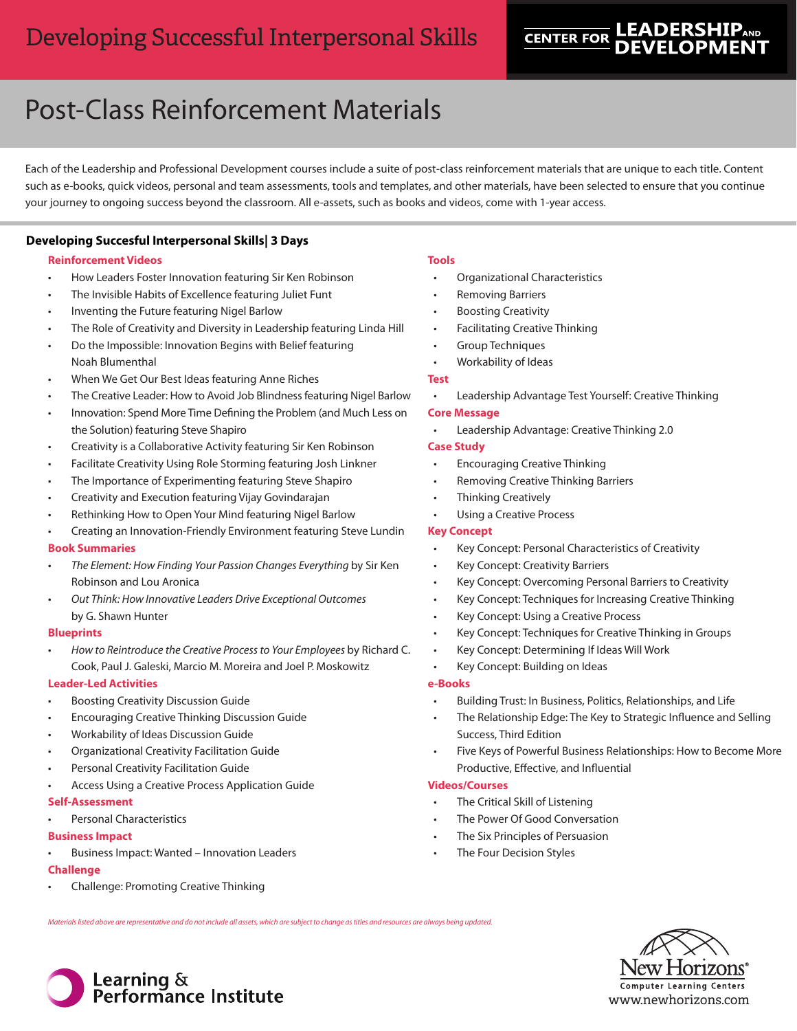# Developing Successful Interpersonal Skills

CENTER FOR LEADERSHIP AND DEVELOPMENT

## Post-Class Reinforcement Materials

Each of the Leadership and Professional Development courses include a suite of post-class reinforcement materials that are unique to each title. Content such as e-books, quick videos, personal and team assessments, tools and templates, and other materials, have been selected to ensure that you continue your journey to ongoing success beyond the classroom. All e-assets, such as books and videos, come with 1-year access.

### Developing Succesful Interpersonal Skills| 3 Days

**Reinforcement Videos**

- How Leaders Foster Innovation featuring Sir Ken Robinson
- The Invisible Habits of Excellence featuring Juliet Funt
- Inventing the Future featuring Nigel Barlow
- The Role of Creativity and Diversity in Leadership featuring Linda Hill
- Do the Impossible: Innovation Begins with Belief featuring Noah Blumenthal
- When We Get Our Best Ideas featuring Anne Riches
- The Creative Leader: How to Avoid Job Blindness featuring Nigel Barlow
- Innovation: Spend More Time Defining the Problem (and Much Less on the Solution) featuring Steve Shapiro
- Creativity is a Collaborative Activity featuring Sir Ken Robinson
- Facilitate Creativity Using Role Storming featuring Josh Linkner
- The Importance of Experimenting featuring Steve Shapiro
- Creativity and Execution featuring Vijay Govindarajan
- Rethinking How to Open Your Mind featuring Nigel Barlow
- Creating an Innovation-Friendly Environment featuring Steve Lundin

**Book Summaries**

- *The Element: How Finding Your Passion Changes Everything* by Sir Ken Robinson and Lou Aronica
- *Out Think: How Innovative Leaders Drive Exceptional Outcomes* by G. Shawn Hunter

**Blueprints**

- *How to Reintroduce the Creative Process to Your Employees* by Richard C. Cook, Paul J. Galeski, Marcio M. Moreira and Joel P. Moskowitz

**Leader-Led Activities**

- Boosting Creativity Discussion Guide
- Encouraging Creative Thinking Discussion Guide
- Workability of Ideas Discussion Guide
- Organizational Creativity Facilitation Guide
- Personal Creativity Facilitation Guide
- Access Using a Creative Process Application Guide

**Self-Assessment**

- Personal Characteristics

**Business Impact**

- Business Impact: Wanted – Innovation Leaders

**Challenge**

- Challenge: Promoting Creative Thinking

**Tools**

- Organizational Characteristics
- Removing Barriers
- Boosting Creativity
- Facilitating Creative Thinking
- Group Techniques
- Workability of Ideas

**Test**

- Leadership Advantage Test Yourself: Creative Thinking

**Core Message**

- Leadership Advantage: Creative Thinking 2.0

**Case Study**

- Encouraging Creative Thinking
- Removing Creative Thinking Barriers
- Thinking Creatively
- Using a Creative Process

**Key Concept**

- Key Concept: Personal Characteristics of Creativity
- Key Concept: Creativity Barriers
- Key Concept: Overcoming Personal Barriers to Creativity
- Key Concept: Techniques for Increasing Creative Thinking
- Key Concept: Using a Creative Process
- Key Concept: Techniques for Creative Thinking in Groups
- Key Concept: Determining If Ideas Will Work
- Key Concept: Building on Ideas

**e-Books**

- Building Trust: In Business, Politics, Relationships, and Life
- The Relationship Edge: The Key to Strategic Influence and Selling Success, Third Edition
- Five Keys of Powerful Business Relationships: How to Become More Productive, Effective, and Influential

**Videos/Courses**

- The Critical Skill of Listening
- The Power Of Good Conversation
- The Six Principles of Persuasion
- The Four Decision Styles

*Materials listed above are representative and do not include all assets, which are subject to change as titles and resources are always being updated.*

Learning & Performance Institute

New Horizons® Computer Learning Centers
www.newhorizons.com